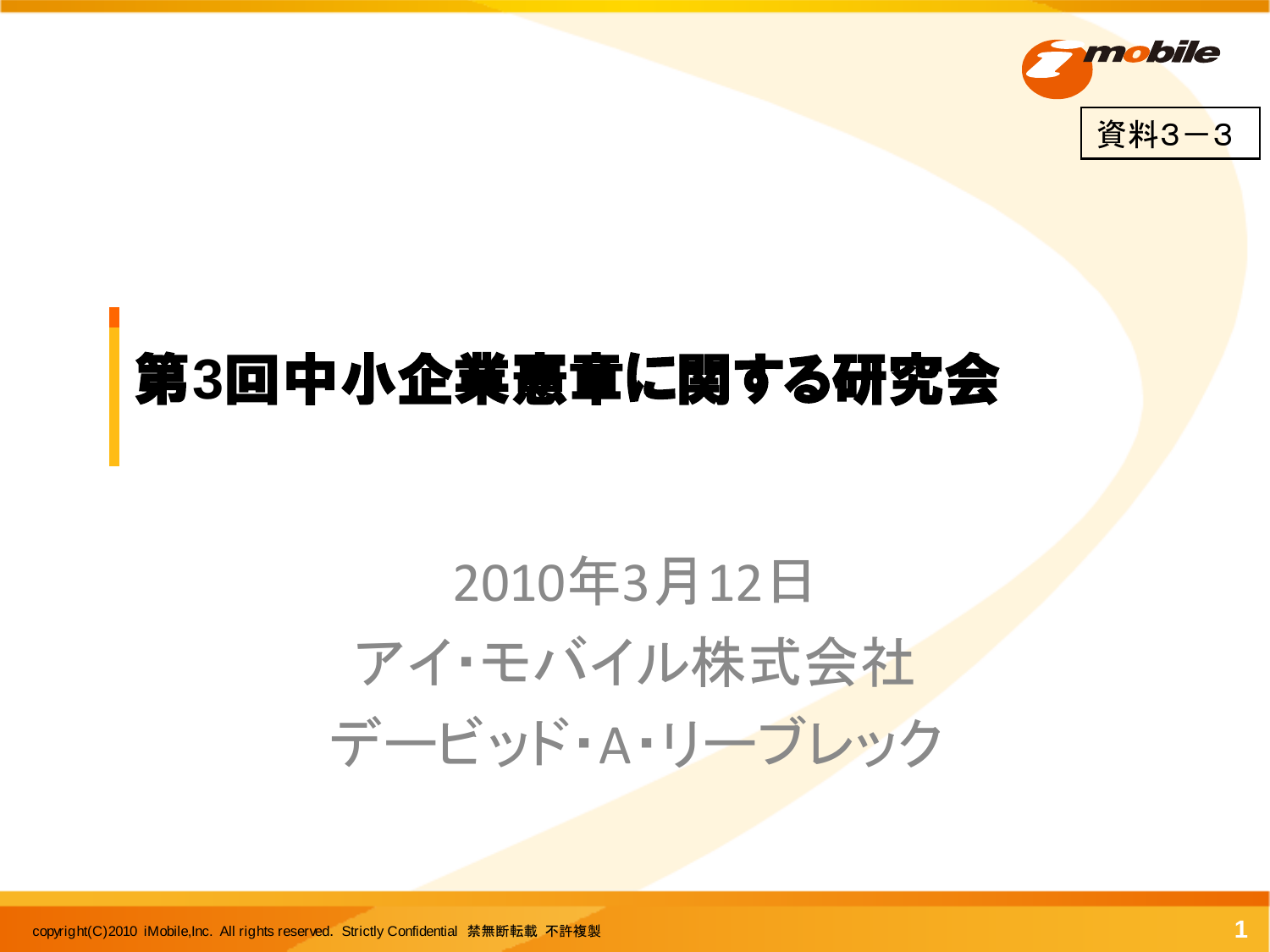資料3－3

# 第3回中小企業憲章に関する研究会

2010年3月12日

アイ・モバイル株式会社

デービッド・A・リーブレック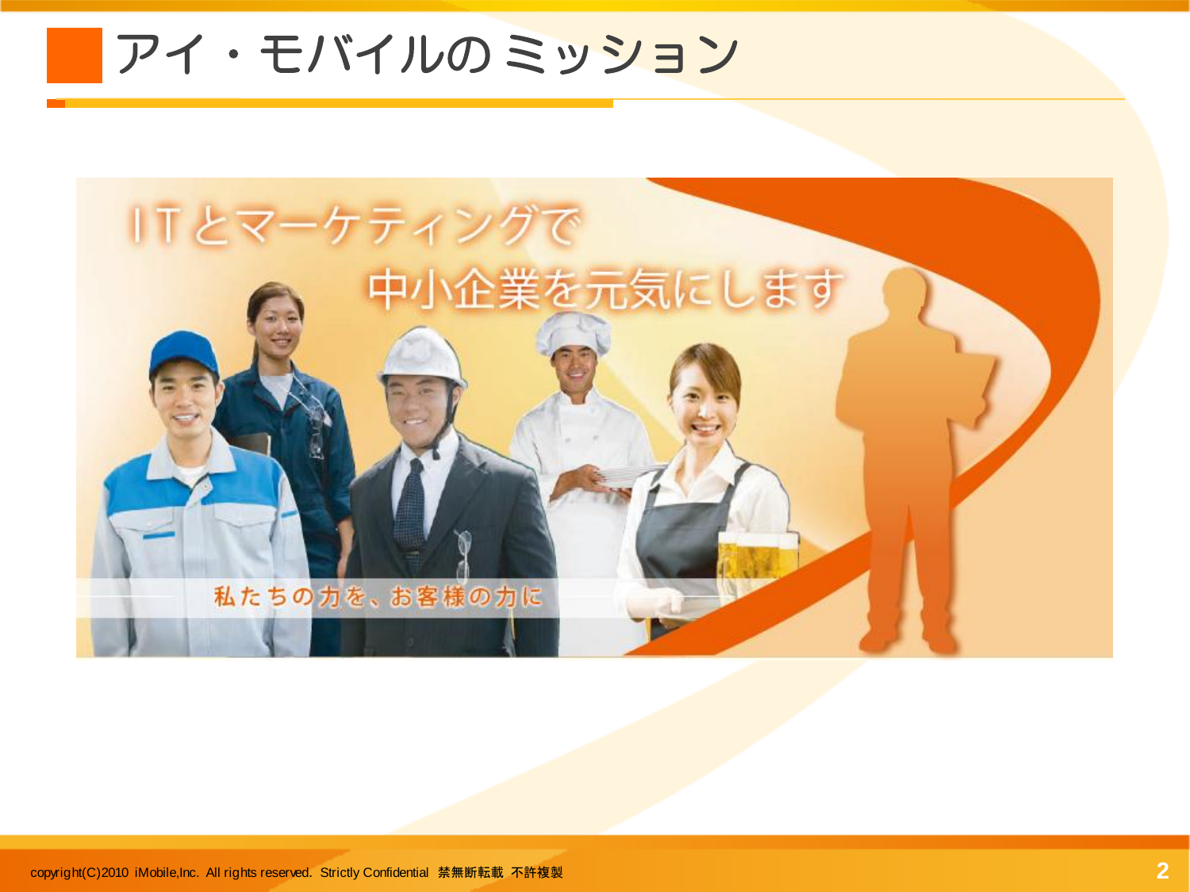# アイ・モバイルの ミッション

ITとマーケティングで
中小企業を元気にします

私たちの力を、お客様の力に

copyright(C)2010 iMobile,Inc. All rights reserved. Strictly Confidential 禁無断転載 不許複製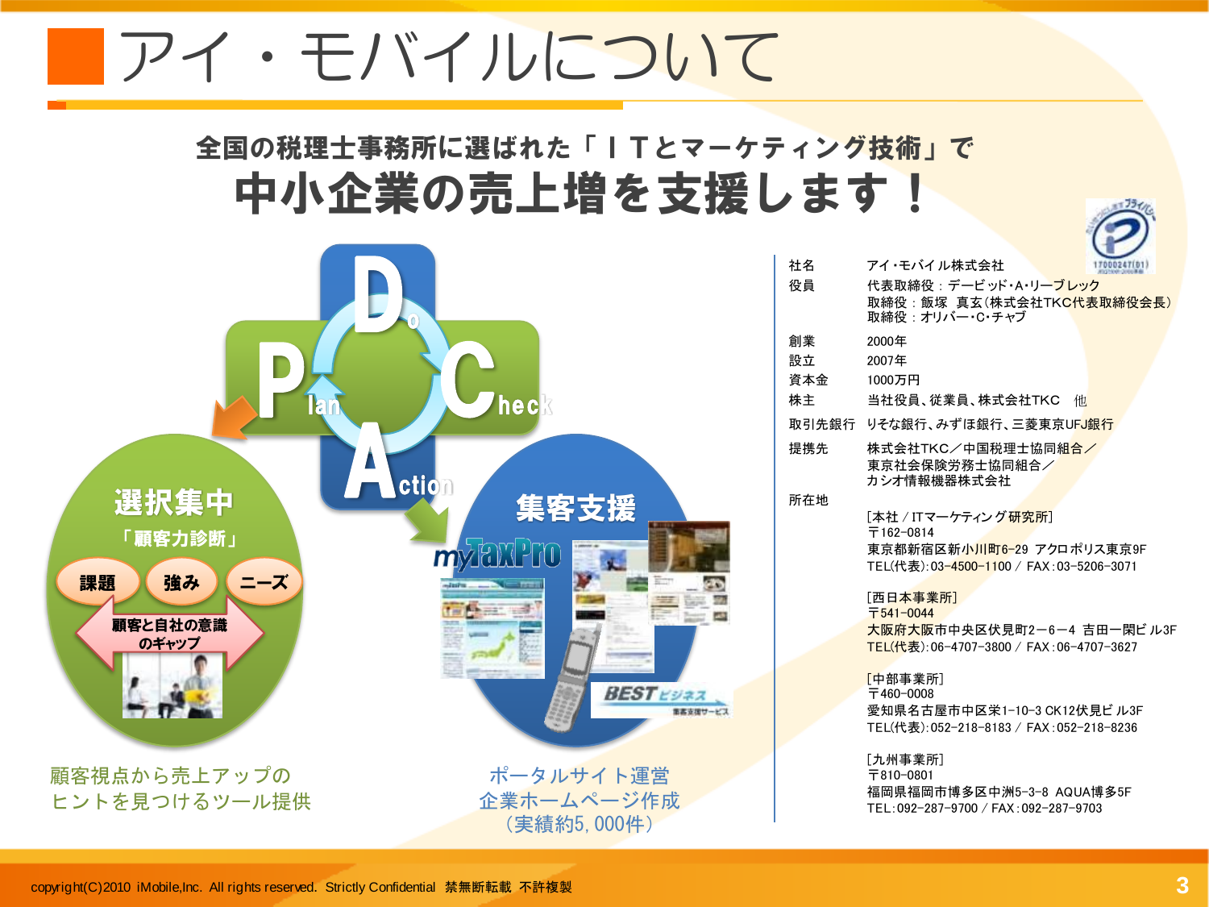# アイ・モバイルについて

**全国の税理士事務所に選ばれた「ＩＴとマーケティング技術」で**

## 中小企業の売上増を支援します！

**D**o **C**heck **A**ction **P**lan

**選択集中**
「顧客力診断」
課題　強み　ニーズ
顧客と自社の意識のギャップ

顧客視点から売上アップの
ヒントを見つけるツール提供

**集客支援**
myTaxPro
BEST ビジネス

ポータルサイト運営
企業ホームページ作成
（実績約5, 000件）

| | |
|---|---|
| 社名 | アイ・モバイル株式会社 |
| 役員 | 代表取締役：デービッド・A・リーブレック<br>取締役：飯塚　真玄（株式会社TKC代表取締役会長）<br>取締役：オリバー・C・チャブ |
| 創業 | 2000年 |
| 設立 | 2007年 |
| 資本金 | 1000万円 |
| 株主 | 当社役員、従業員、株式会社TKC　他 |
| 取引先銀行 | りそな銀行、みずほ銀行、三菱東京UFJ銀行 |
| 提携先 | 株式会社TKC／中国税理士協同組合／<br>東京社会保険労務士協同組合／<br>カシオ情報機器株式会社 |
| 所在地 | [本社 / ITマーケティング研究所]<br>〒162-0814<br>東京都新宿区新小川町6-29 アクロポリス東京9F<br>TEL(代表):03-4500-1100 / FAX:03-5206-3071<br><br>[西日本事業所]<br>〒541-0044<br>大阪府大阪市中央区伏見町2－6－4 吉田一関ビル3F<br>TEL(代表):06-4707-3800 / FAX:06-4707-3627<br><br>[中部事業所]<br>〒460-0008<br>愛知県名古屋市中区栄1-10-3 CK12伏見ビル3F<br>TEL(代表):052-218-8183 / FAX:052-218-8236<br><br>[九州事業所]<br>〒810-0801<br>福岡県福岡市博多区中洲5-3-8 AQUA博多5F<br>TEL:092-287-9700 / FAX:092-287-9703 |

copyright(C)2010 iMobile,Inc. All rights reserved. Strictly Confidential 禁無断転載 不許複製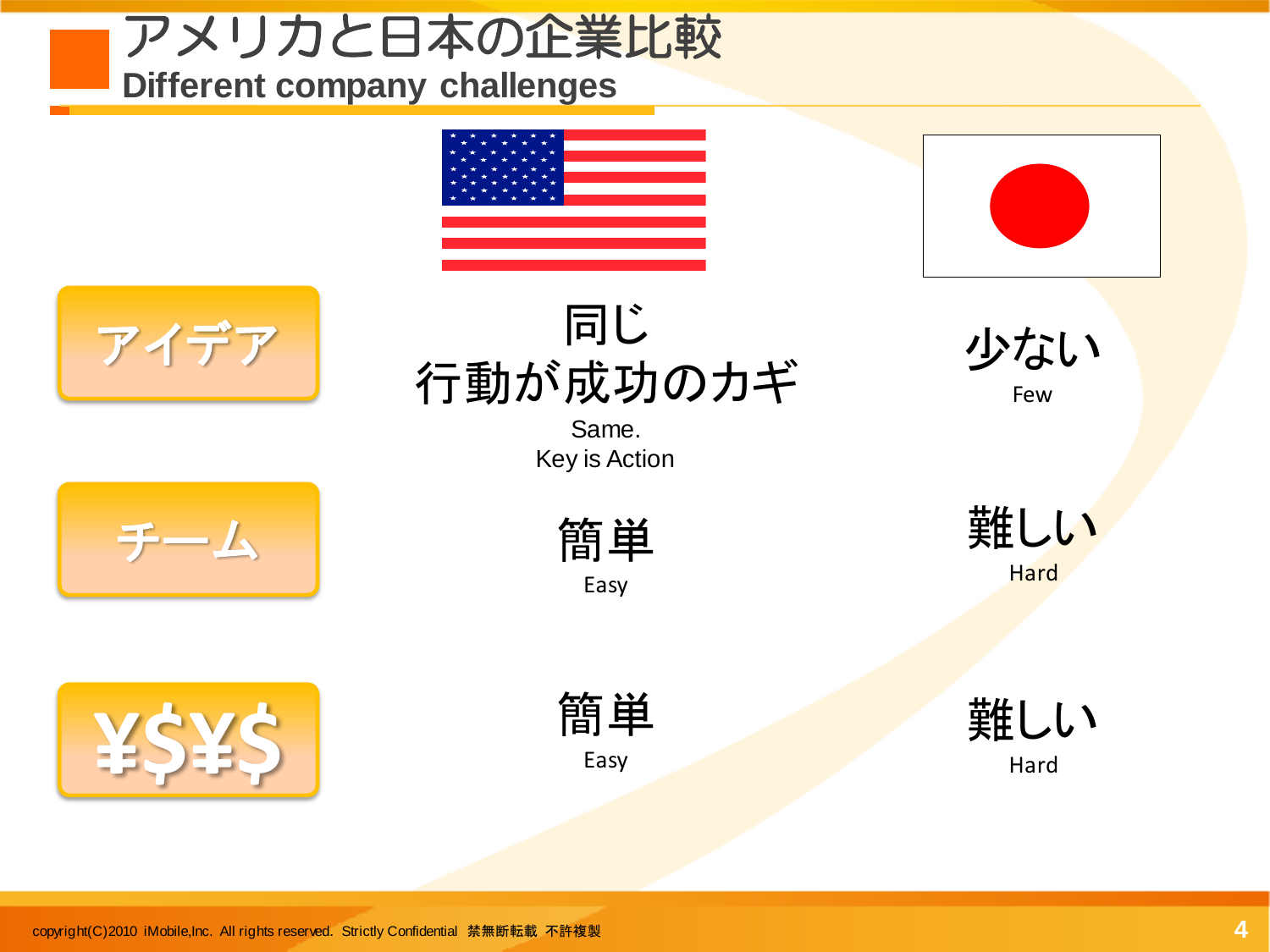# アメリカと日本の企業比較
## Different company challenges

| | アメリカ | 日本 |
|---|---|---|
| アイデア | 同じ<br>行動が成功のカギ<br>Same.<br>Key is Action | 少ない<br>Few |
| チーム | 簡単<br>Easy | 難しい<br>Hard |
| ¥$¥$ | 簡単<br>Easy | 難しい<br>Hard |

copyright(C)2010 iMobile,Inc. All rights reserved. Strictly Confidential 禁無断転載 不許複製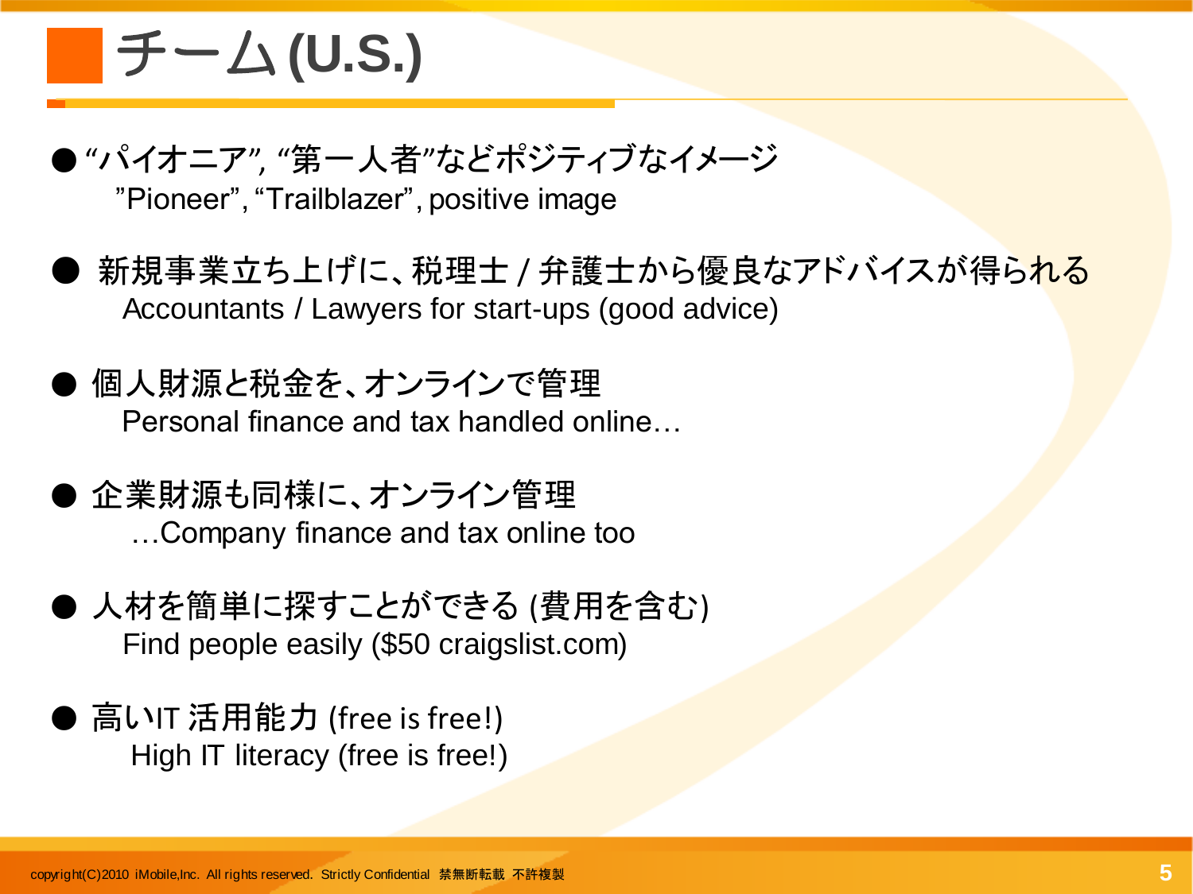## チーム(U.S.)

- “パイオニア”, “第一人者”などポジティブなイメージ
  ”Pioneer”, “Trailblazer”, positive image

- 新規事業立ち上げに、税理士 / 弁護士から優良なアドバイスが得られる
  Accountants / Lawyers for start-ups (good advice)

- 個人財源と税金を、オンラインで管理
  Personal finance and tax handled online…

- 企業財源も同様に、オンライン管理
  …Company finance and tax online too

- 人材を簡単に探すことができる (費用を含む)
  Find people easily ($50 craigslist.com)

- 高いIT 活用能力 (free is free!)
  High IT literacy (free is free!)

copyright(C)2010 iMobile,Inc. All rights reserved. Strictly Confidential 禁無断転載 不許複製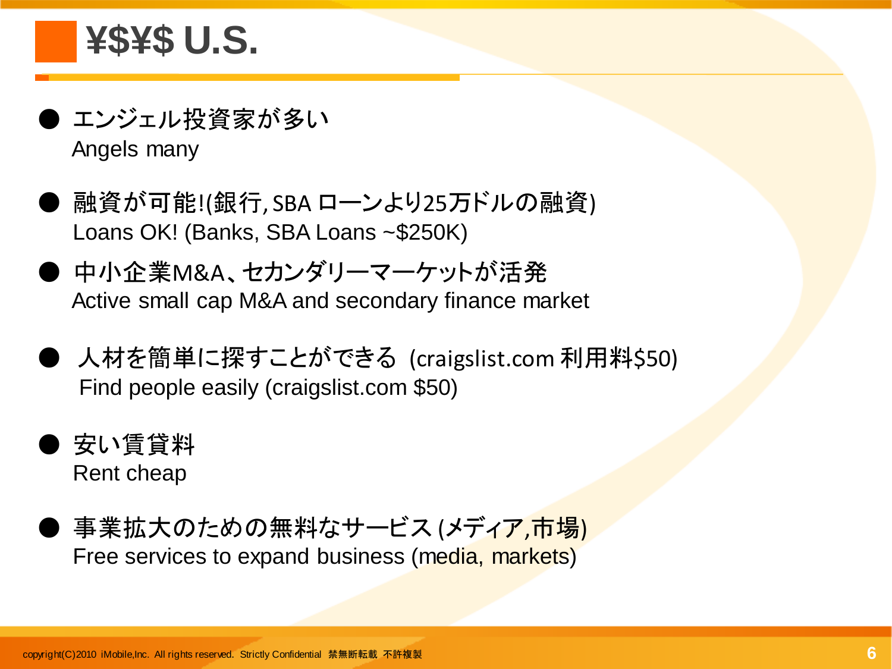# ¥$¥$ U.S.

- エンジェル投資家が多い
  Angels many

- 融資が可能!(銀行, SBA ローンより25万ドルの融資)
  Loans OK! (Banks, SBA Loans ~$250K)

- 中小企業M&A、セカンダリーマーケットが活発
  Active small cap M&A and secondary finance market

- 人材を簡単に探すことができる (craigslist.com 利用料$50)
  Find people easily (craigslist.com $50)

- 安い賃貸料
  Rent cheap

- 事業拡大のための無料なサービス (メディア,市場)
  Free services to expand business (media, markets)

copyright(C)2010 iMobile,Inc. All rights reserved. Strictly Confidential 禁無断転載 不許複製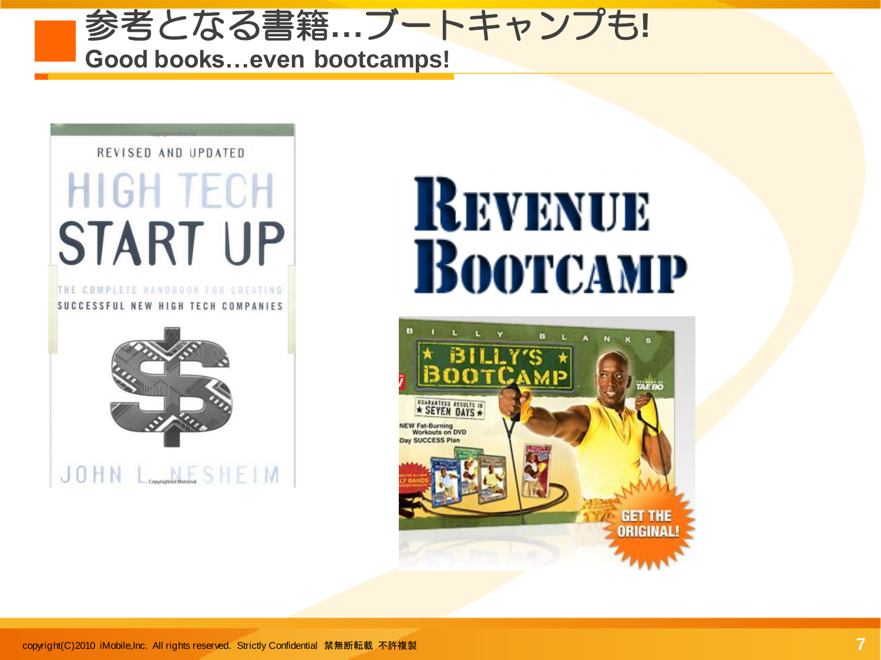# 参考となる書籍…ブートキャンプも!

## Good books…even bootcamps!

REVISED AND UPDATED

HIGH TECH START UP

THE COMPLETE HANDBOOK FOR CREATING SUCCESSFUL NEW HIGH TECH COMPANIES

JOHN L. NESHEIM

REVENUE BOOTCAMP

BILLY BLANKS

BILLY'S BOOTCAMP

GUARANTEED RESULTS IN SEVEN DAYS

NEW Fat-Burning Workouts on DVD

Day SUCCESS Plan

GET THE ORIGINAL!

copyright(C)2010 iMobile,Inc. All rights reserved. Strictly Confidential 禁無断転載 不許複製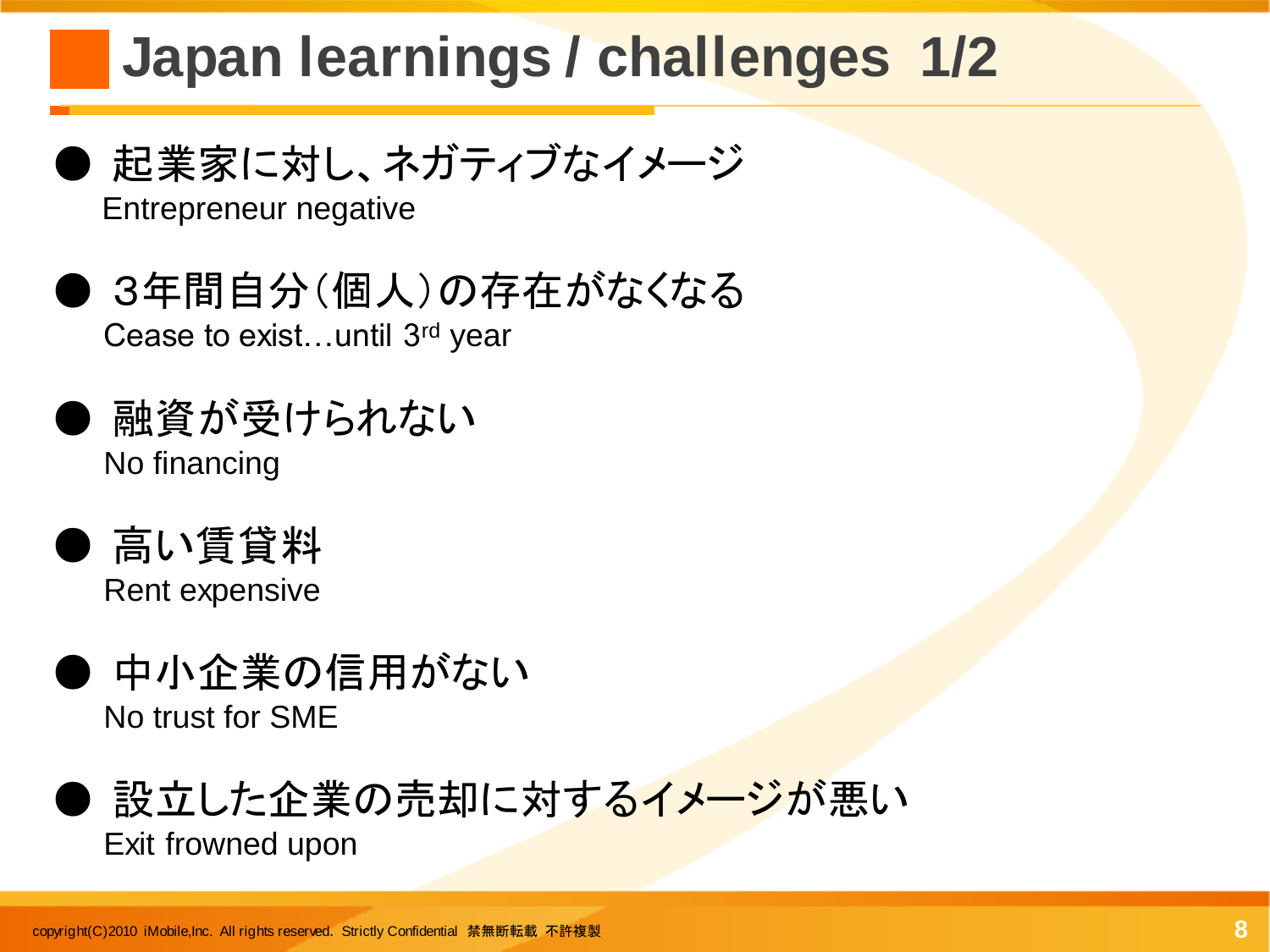# Japan learnings / challenges 1/2

- 起業家に対し、ネガティブなイメージ
  Entrepreneur negative
- 3年間自分（個人）の存在がなくなる
  Cease to exist…until 3rd year
- 融資が受けられない
  No financing
- 高い賃貸料
  Rent expensive
- 中小企業の信用がない
  No trust for SME
- 設立した企業の売却に対するイメージが悪い
  Exit frowned upon

copyright(C)2010 iMobile,Inc. All rights reserved. Strictly Confidential 禁無断転載 不許複製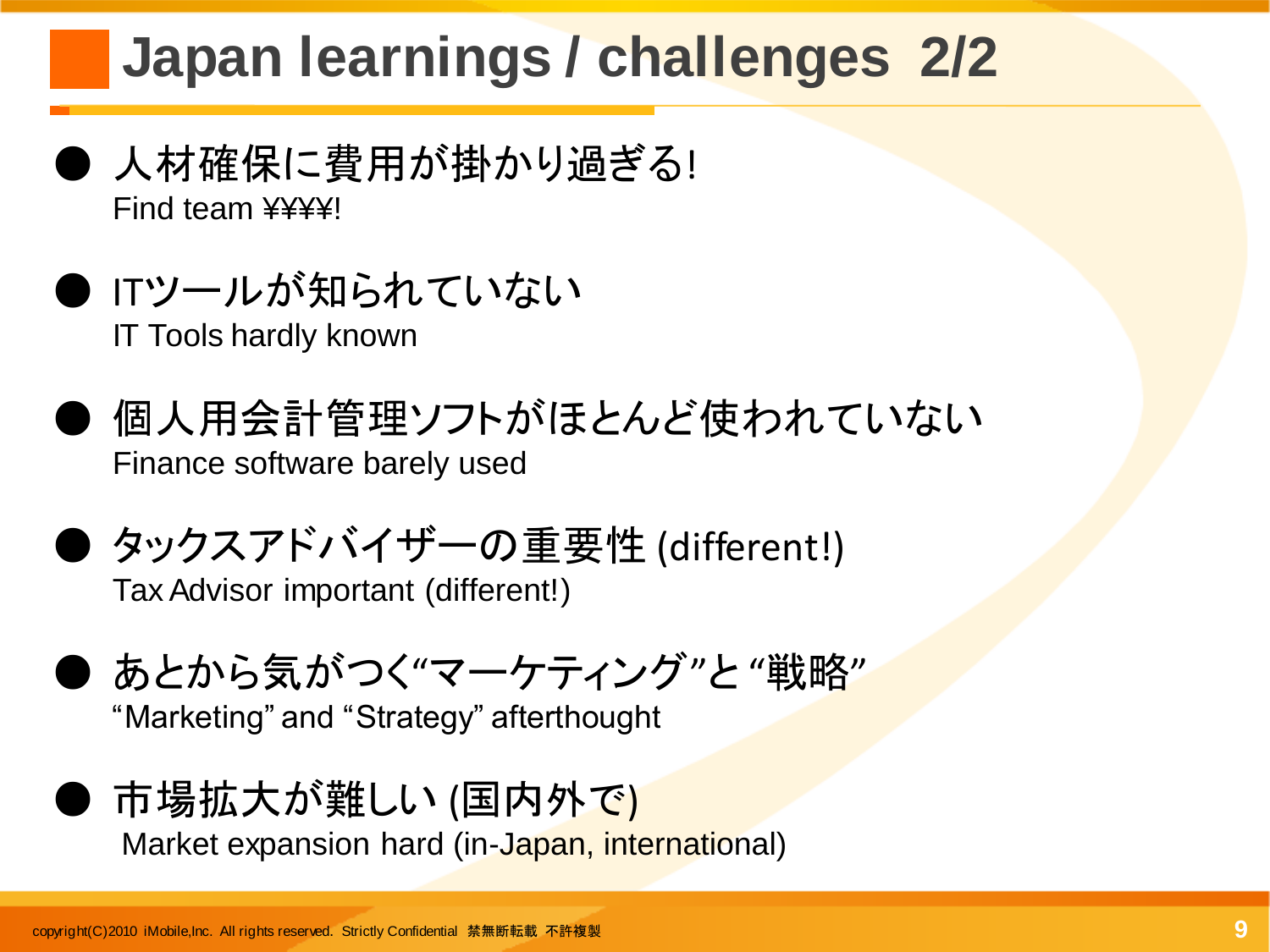# Japan learnings / challenges 2/2

- 人材確保に費用が掛かり過ぎる!
  Find team ¥¥¥¥!
- ITツールが知られていない
  IT Tools hardly known
- 個人用会計管理ソフトがほとんど使われていない
  Finance software barely used
- タックスアドバイザーの重要性 (different!)
  Tax Advisor important (different!)
- あとから気がつく“マーケティング”と “戦略”
  “Marketing” and “Strategy” afterthought
- 市場拡大が難しい (国内外で)
  Market expansion hard (in-Japan, international)

copyright(C)2010 iMobile,Inc. All rights reserved. Strictly Confidential 禁無断転載 不許複製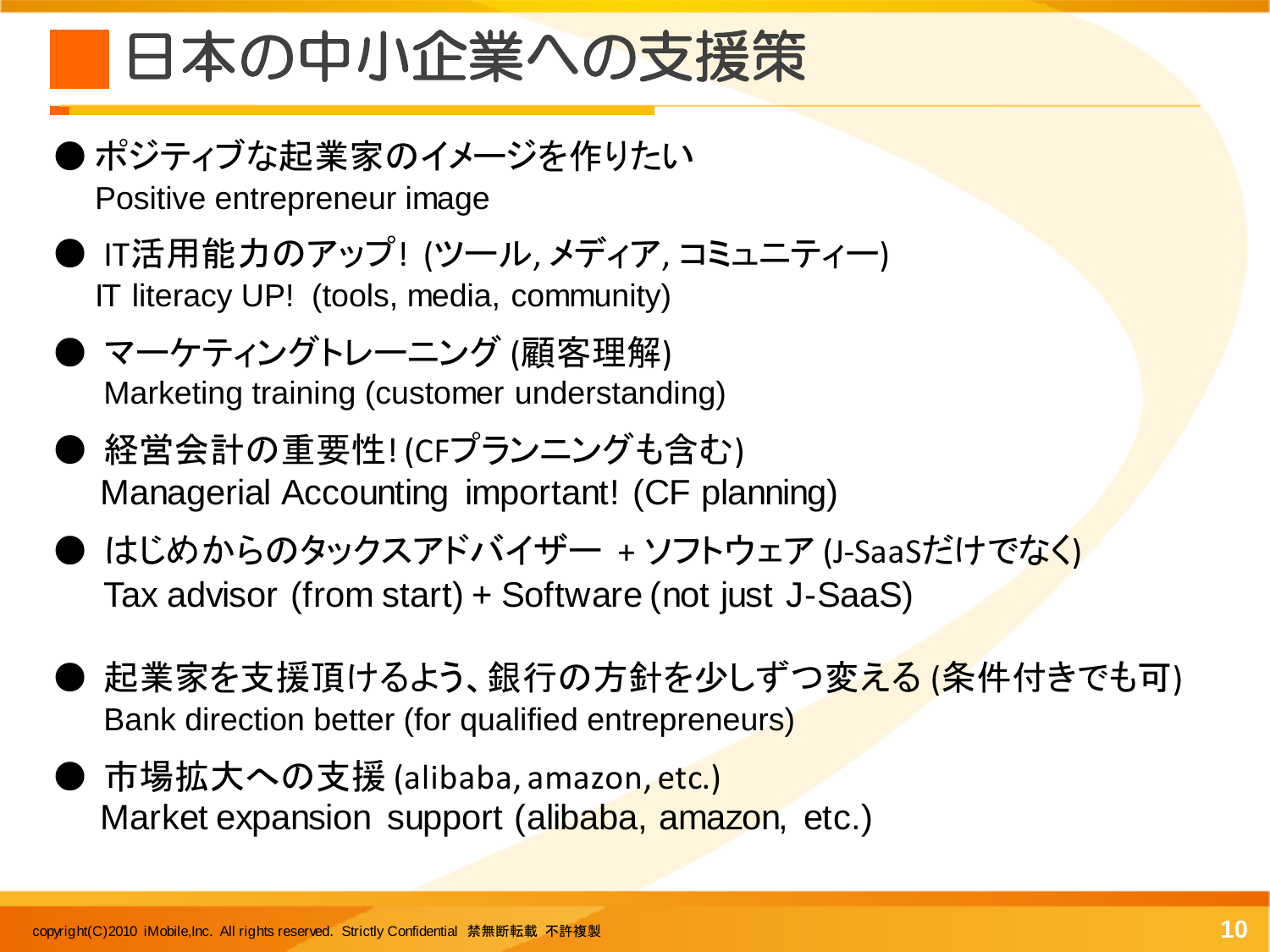# 日本の中小企業への支援策

- ポジティブな起業家のイメージを作りたい
  Positive entrepreneur image
- IT活用能力のアップ! (ツール, メディア, コミュニティー)
  IT literacy UP! (tools, media, community)
- マーケティングトレーニング (顧客理解)
  Marketing training (customer understanding)
- 経営会計の重要性! (CFプランニングも含む)
  Managerial Accounting important! (CF planning)
- はじめからのタックスアドバイザー + ソフトウェア (J-SaaSだけでなく)
  Tax advisor (from start) + Software (not just J-SaaS)
- 起業家を支援頂けるよう、銀行の方針を少しずつ変える (条件付きでも可)
  Bank direction better (for qualified entrepreneurs)
- 市場拡大への支援 (alibaba, amazon, etc.)
  Market expansion support (alibaba, amazon, etc.)

copyright(C)2010 iMobile,Inc. All rights reserved. Strictly Confidential 禁無断転載 不許複製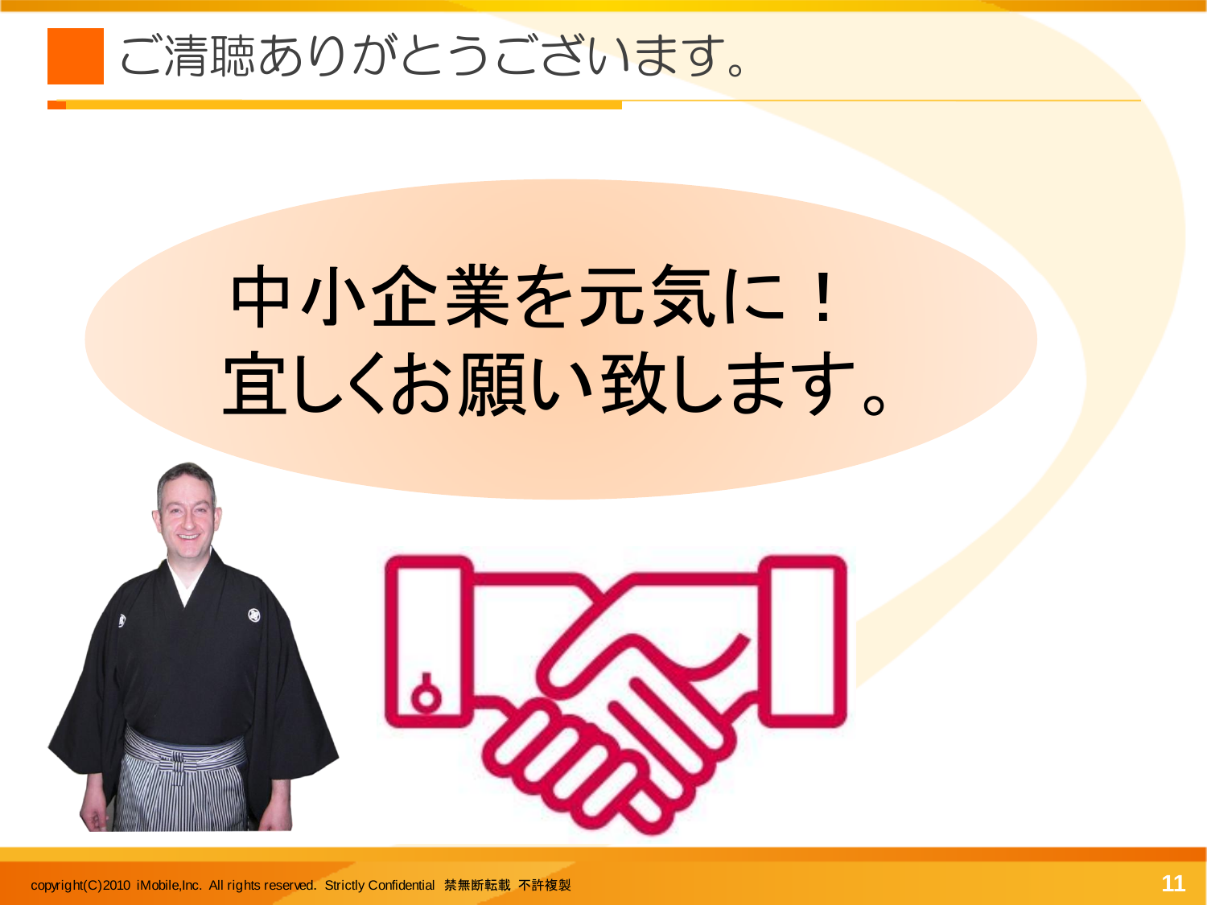# ご清聴ありがとうございます。

中小企業を元気に！
宜しくお願い致します。

copyright(C)2010 iMobile,Inc. All rights reserved. Strictly Confidential 禁無断転載 不許複製